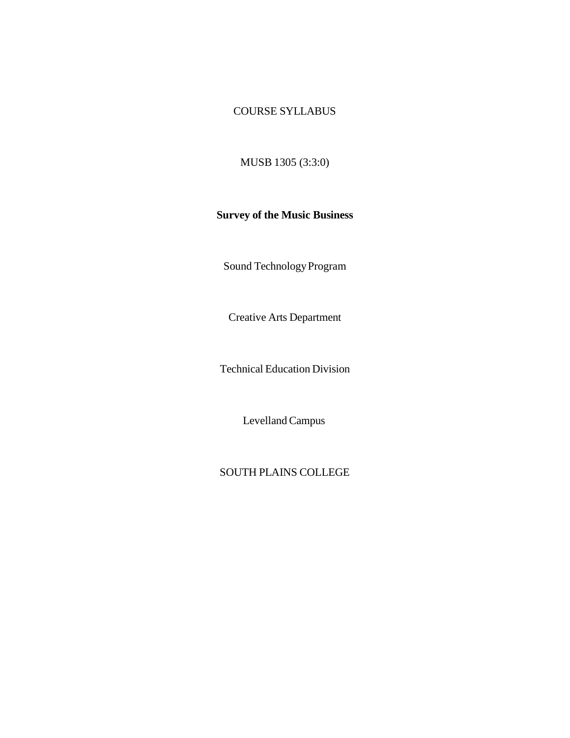COURSE SYLLABUS

MUSB 1305 (3:3:0)

**Survey of the Music Business**

Sound Technology Program

Creative Arts Department

Technical Education Division

Levelland Campus

SOUTH PLAINS COLLEGE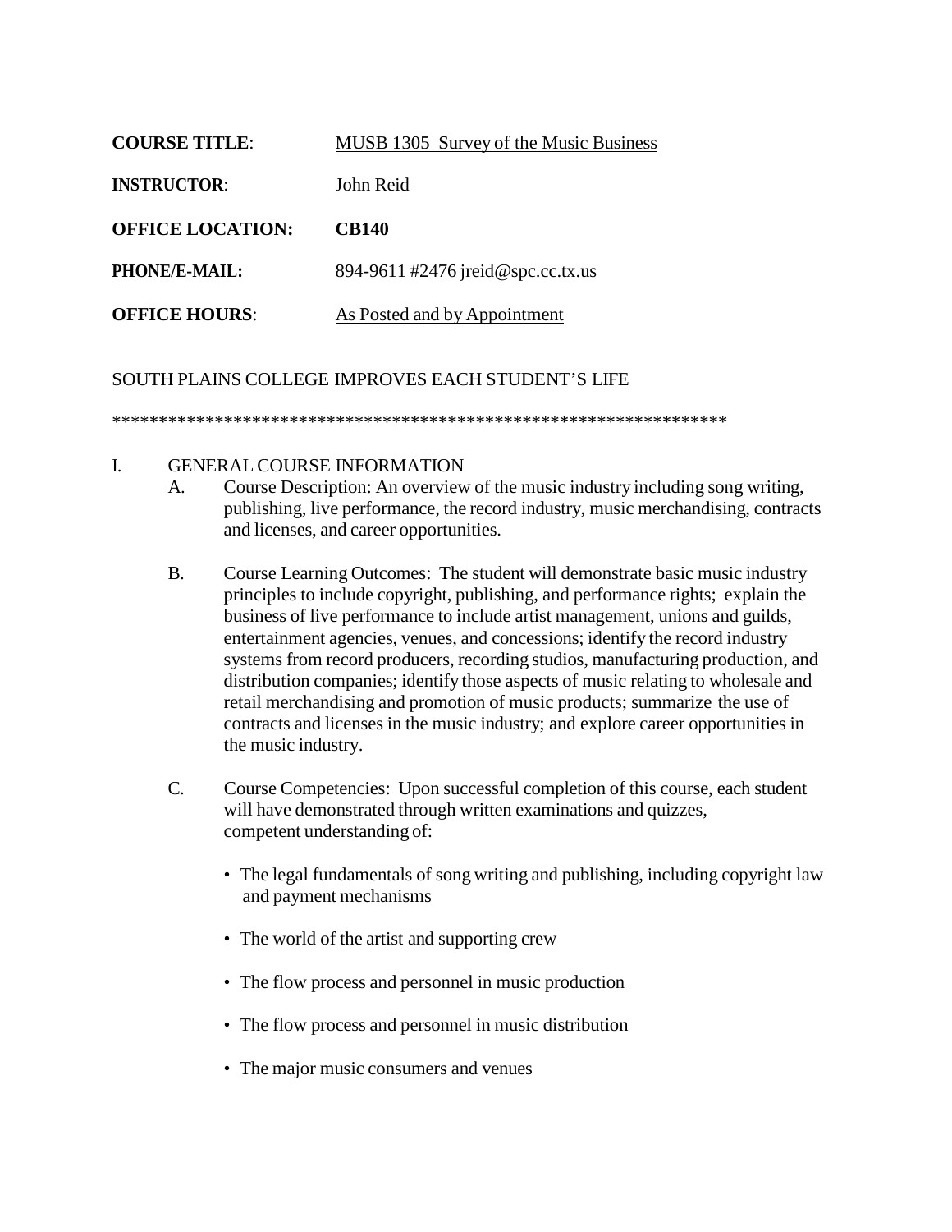**COURSE TITLE**: MUSB 1305 Survey of the Music Business

**INSTRUCTOR**: John Reid

**OFFICE LOCATION:** **CB140**

**PHONE/E-MAIL:** 894-9611 #2476 jreid@spc.cc.tx.us

**OFFICE HOURS**: As Posted and by Appointment

SOUTH PLAINS COLLEGE IMPROVES EACH STUDENT'S LIFE

*******************************************************************

I. GENERAL COURSE INFORMATION

A. Course Description: An overview of the music industry including song writing, publishing, live performance, the record industry, music merchandising, contracts and licenses, and career opportunities.

B. Course Learning Outcomes: The student will demonstrate basic music industry principles to include copyright, publishing, and performance rights; explain the business of live performance to include artist management, unions and guilds, entertainment agencies, venues, and concessions; identify the record industry systems from record producers, recording studios, manufacturing production, and distribution companies; identify those aspects of music relating to wholesale and retail merchandising and promotion of music products; summarize the use of contracts and licenses in the music industry; and explore career opportunities in the music industry.

C. Course Competencies: Upon successful completion of this course, each student will have demonstrated through written examinations and quizzes, competent understanding of:

- The legal fundamentals of song writing and publishing, including copyright law and payment mechanisms
- The world of the artist and supporting crew
- The flow process and personnel in music production
- The flow process and personnel in music distribution
- The major music consumers and venues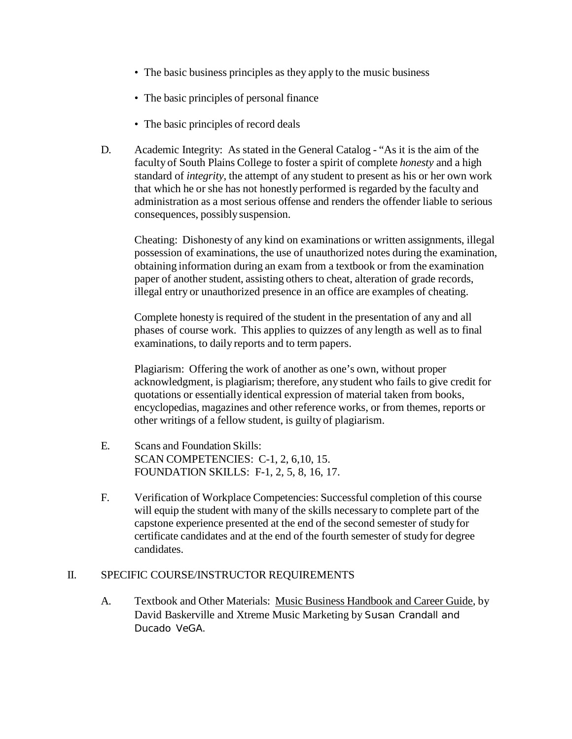- The basic business principles as they apply to the music business
- The basic principles of personal finance
- The basic principles of record deals

D. Academic Integrity: As stated in the General Catalog - "As it is the aim of the faculty of South Plains College to foster a spirit of complete *honesty* and a high standard of *integrity*, the attempt of any student to present as his or her own work that which he or she has not honestly performed is regarded by the faculty and administration as a most serious offense and renders the offender liable to serious consequences, possibly suspension.

Cheating: Dishonesty of any kind on examinations or written assignments, illegal possession of examinations, the use of unauthorized notes during the examination, obtaining information during an exam from a textbook or from the examination paper of another student, assisting others to cheat, alteration of grade records, illegal entry or unauthorized presence in an office are examples of cheating.

Complete honesty is required of the student in the presentation of any and all phases of course work. This applies to quizzes of any length as well as to final examinations, to daily reports and to term papers.

Plagiarism: Offering the work of another as one's own, without proper acknowledgment, is plagiarism; therefore, any student who fails to give credit for quotations or essentially identical expression of material taken from books, encyclopedias, magazines and other reference works, or from themes, reports or other writings of a fellow student, is guilty of plagiarism.

E. Scans and Foundation Skills:
SCAN COMPETENCIES: C-1, 2, 6,10, 15.
FOUNDATION SKILLS: F-1, 2, 5, 8, 16, 17.

F. Verification of Workplace Competencies: Successful completion of this course will equip the student with many of the skills necessary to complete part of the capstone experience presented at the end of the second semester of study for certificate candidates and at the end of the fourth semester of study for degree candidates.

## II. SPECIFIC COURSE/INSTRUCTOR REQUIREMENTS

A. Textbook and Other Materials: Music Business Handbook and Career Guide, by David Baskerville and Xtreme Music Marketing by Susan Crandall and Ducado VeGA.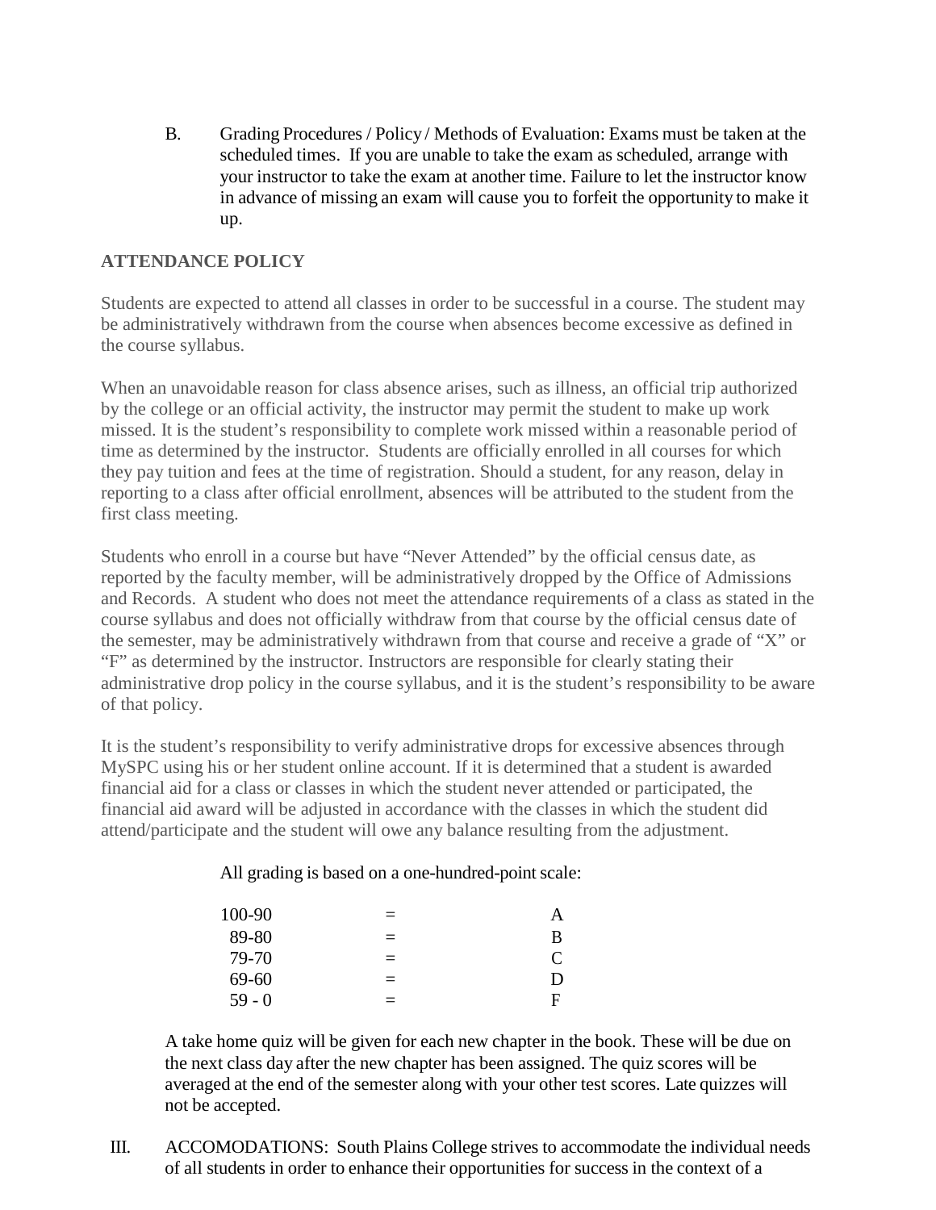B. Grading Procedures / Policy / Methods of Evaluation: Exams must be taken at the scheduled times. If you are unable to take the exam as scheduled, arrange with your instructor to take the exam at another time. Failure to let the instructor know in advance of missing an exam will cause you to forfeit the opportunity to make it up.

**ATTENDANCE POLICY**

Students are expected to attend all classes in order to be successful in a course. The student may be administratively withdrawn from the course when absences become excessive as defined in the course syllabus.

When an unavoidable reason for class absence arises, such as illness, an official trip authorized by the college or an official activity, the instructor may permit the student to make up work missed. It is the student's responsibility to complete work missed within a reasonable period of time as determined by the instructor. Students are officially enrolled in all courses for which they pay tuition and fees at the time of registration. Should a student, for any reason, delay in reporting to a class after official enrollment, absences will be attributed to the student from the first class meeting.

Students who enroll in a course but have "Never Attended" by the official census date, as reported by the faculty member, will be administratively dropped by the Office of Admissions and Records. A student who does not meet the attendance requirements of a class as stated in the course syllabus and does not officially withdraw from that course by the official census date of the semester, may be administratively withdrawn from that course and receive a grade of "X" or "F" as determined by the instructor. Instructors are responsible for clearly stating their administrative drop policy in the course syllabus, and it is the student's responsibility to be aware of that policy.

It is the student's responsibility to verify administrative drops for excessive absences through MySPC using his or her student online account. If it is determined that a student is awarded financial aid for a class or classes in which the student never attended or participated, the financial aid award will be adjusted in accordance with the classes in which the student did attend/participate and the student will owe any balance resulting from the adjustment.

All grading is based on a one-hundred-point scale:

| | | |
|---|---|---|
| 100-90 | = | A |
| 89-80 | = | B |
| 79-70 | = | C |
| 69-60 | = | D |
| 59 - 0 | = | F |

A take home quiz will be given for each new chapter in the book. These will be due on the next class day after the new chapter has been assigned. The quiz scores will be averaged at the end of the semester along with your other test scores. Late quizzes will not be accepted.

III. ACCOMODATIONS: South Plains College strives to accommodate the individual needs of all students in order to enhance their opportunities for success in the context of a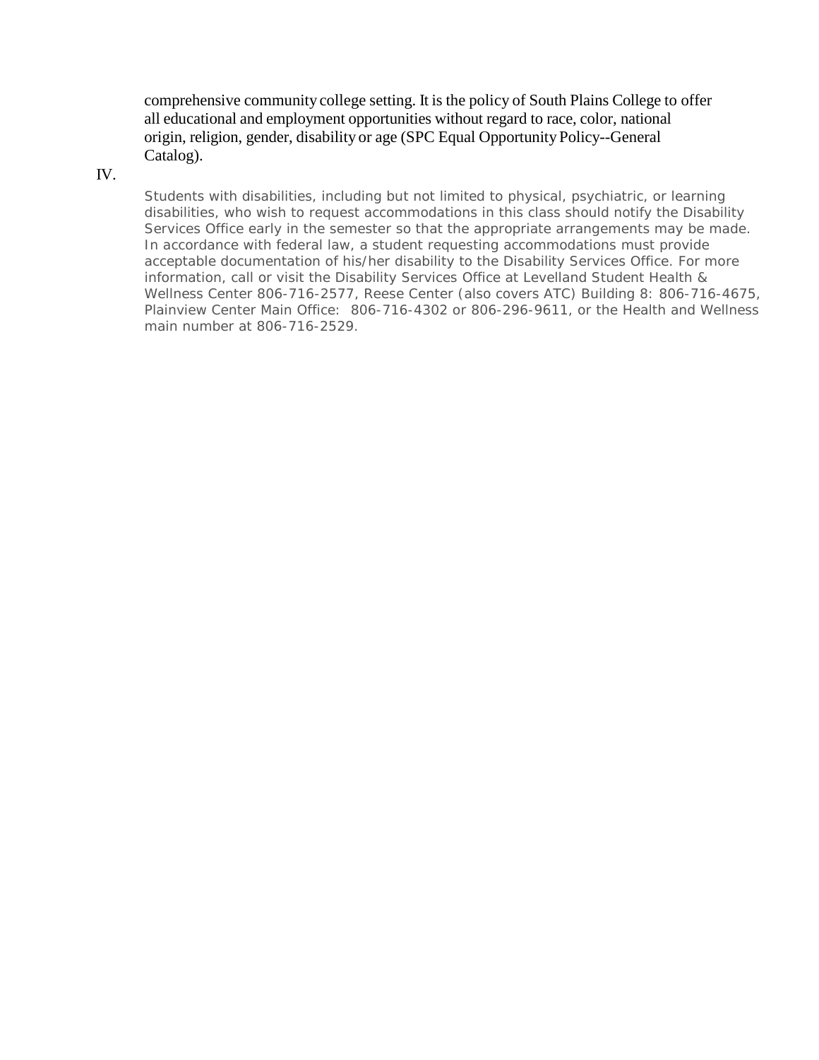comprehensive community college setting. It is the policy of South Plains College to offer all educational and employment opportunities without regard to race, color, national origin, religion, gender, disability or age (SPC Equal Opportunity Policy--General Catalog).

IV.

Students with disabilities, including but not limited to physical, psychiatric, or learning disabilities, who wish to request accommodations in this class should notify the Disability Services Office early in the semester so that the appropriate arrangements may be made. In accordance with federal law, a student requesting accommodations must provide acceptable documentation of his/her disability to the Disability Services Office. For more information, call or visit the Disability Services Office at Levelland Student Health & Wellness Center 806-716-2577, Reese Center (also covers ATC) Building 8: 806-716-4675, Plainview Center Main Office: 806-716-4302 or 806-296-9611, or the Health and Wellness main number at 806-716-2529.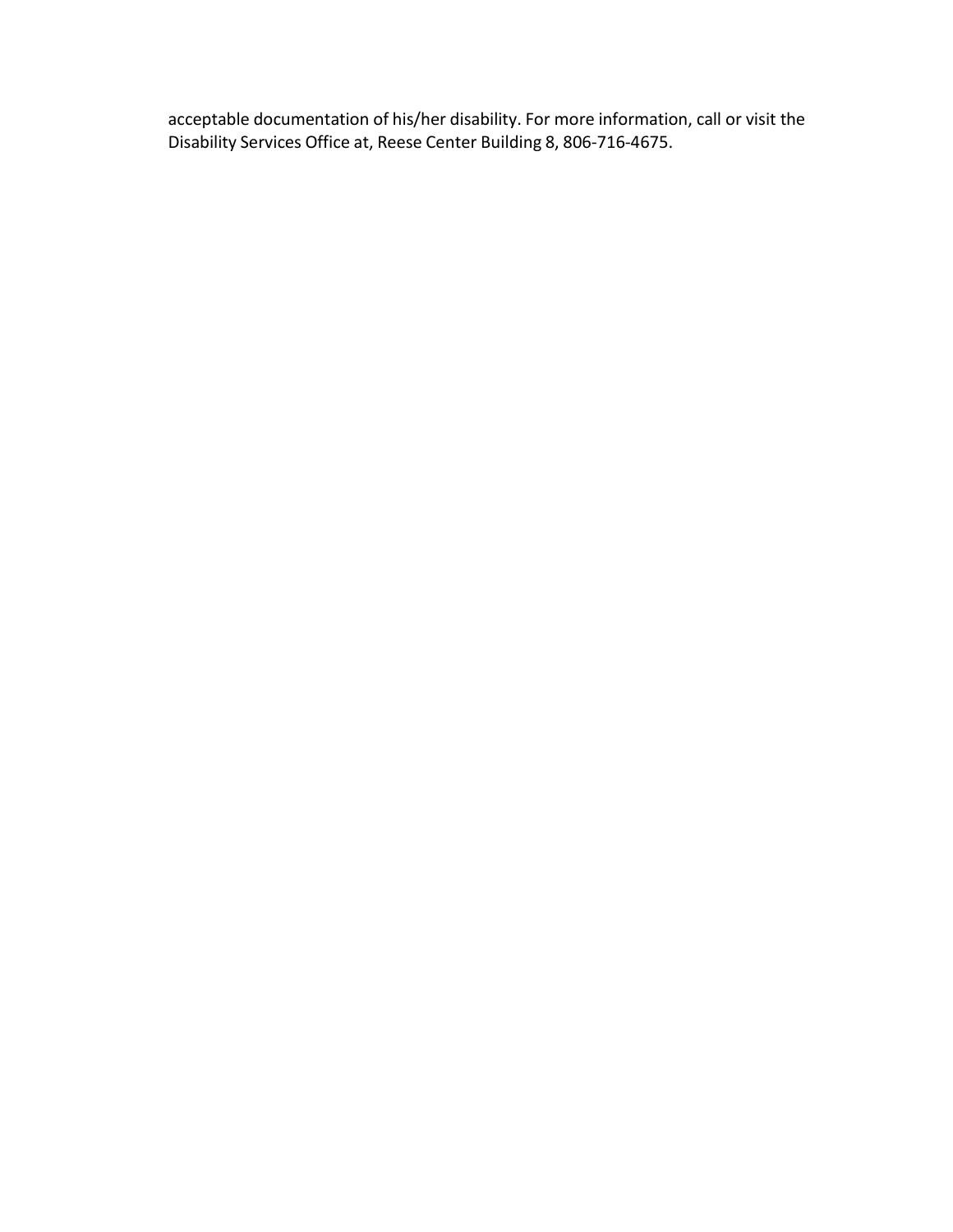acceptable documentation of his/her disability. For more information, call or visit the Disability Services Office at, Reese Center Building 8, 806-716-4675.